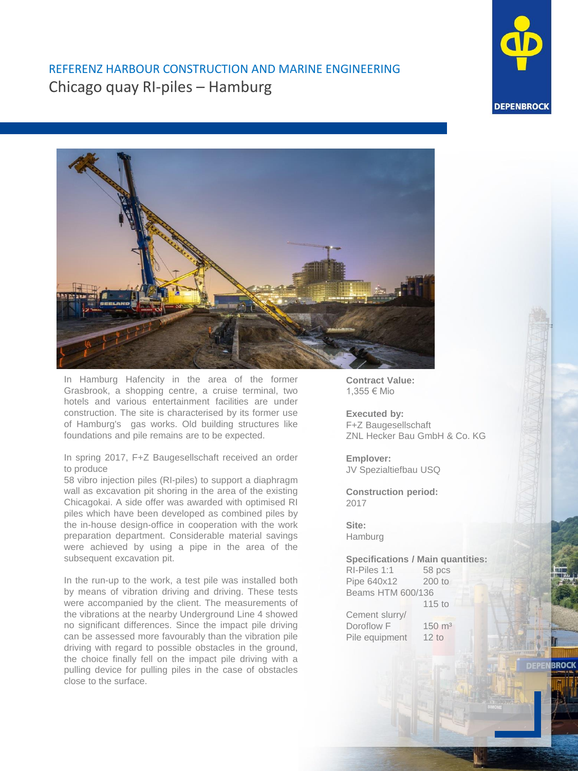REFERENZ HARBOUR CONSTRUCTION AND MARINE ENGINEERING

# Chicago quay RI-piles – Hamburg

In Hamburg Hafencity in the area of the former Grasbrook, a shopping centre, a cruise terminal, two hotels and various entertainment facilities are under construction. The site is characterised by its former use of Hamburg's gas works. Old building structures like foundations and pile remains are to be expected.

In spring 2017, F+Z Baugesellschaft received an order to produce
58 vibro injection piles (RI-piles) to support a diaphragm wall as excavation pit shoring in the area of the existing Chicagokai. A side offer was awarded with optimised RI piles which have been developed as combined piles by the in-house design-office in cooperation with the work preparation department. Considerable material savings were achieved by using a pipe in the area of the subsequent excavation pit.

In the run-up to the work, a test pile was installed both by means of vibration driving and driving. These tests were accompanied by the client. The measurements of the vibrations at the nearby Underground Line 4 showed no significant differences. Since the impact pile driving can be assessed more favourably than the vibration pile driving with regard to possible obstacles in the ground, the choice finally fell on the impact pile driving with a pulling device for pulling piles in the case of obstacles close to the surface.

**Contract Value:**
1,355 € Mio

**Executed by:**
F+Z Baugesellschaft
ZNL Hecker Bau GmbH & Co. KG

**Emplover:**
JV Spezialtiefbau USQ

**Construction period:**
2017

**Site:**
Hamburg

**Specifications / Main quantities:**

| | |
|---|---|
| RI-Piles 1:1 | 58 pcs |
| Pipe 640x12 | 200 to |
| Beams HTM 600/136 | 115 to |
| Cement slurry/ Doroflow F | 150 m³ |
| Pile equipment | 12 to |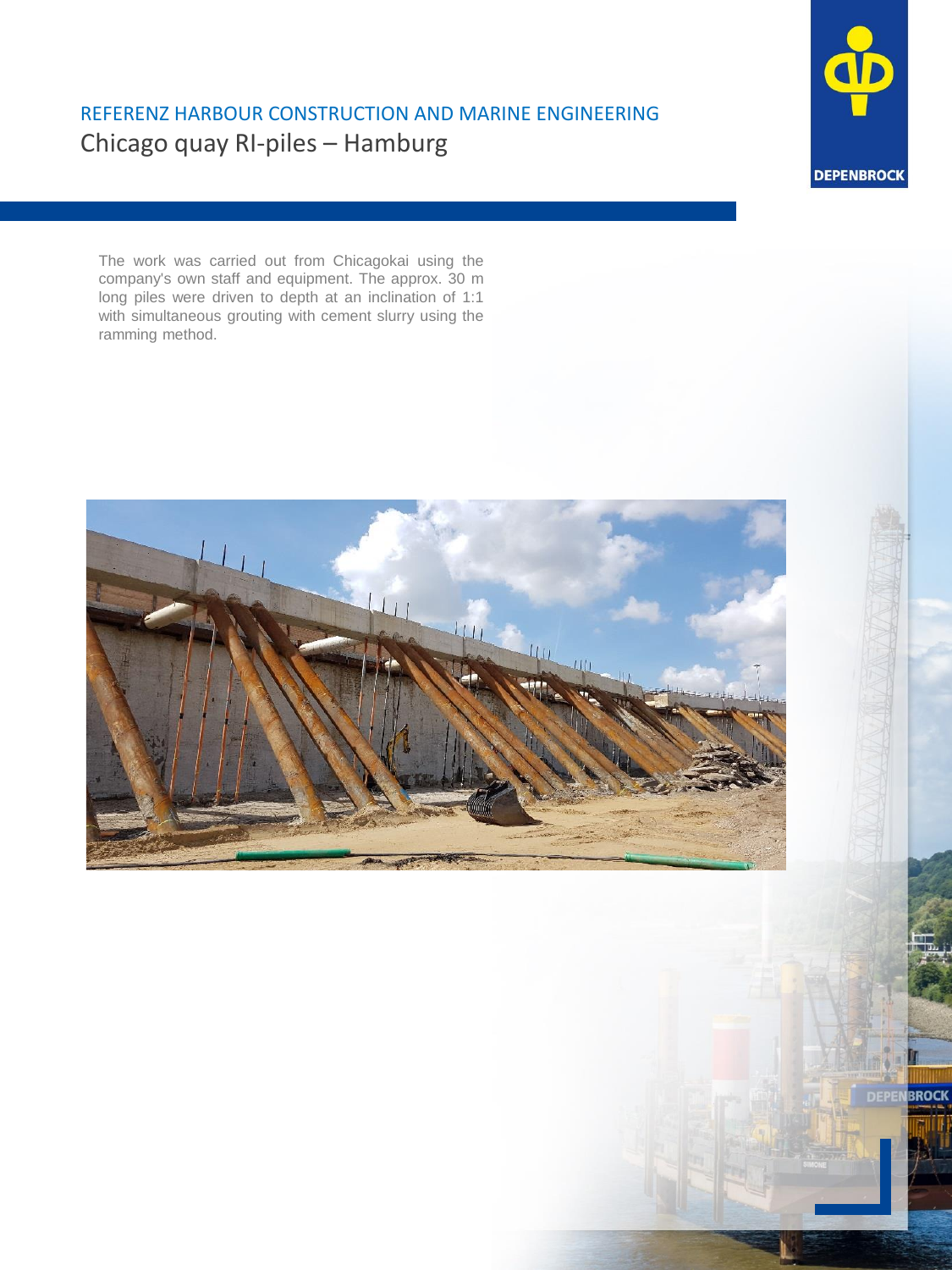REFERENZ HARBOUR CONSTRUCTION AND MARINE ENGINEERING

# Chicago quay RI-piles – Hamburg

The work was carried out from Chicagokai using the company's own staff and equipment. The approx. 30 m long piles were driven to depth at an inclination of 1:1 with simultaneous grouting with cement slurry using the ramming method.